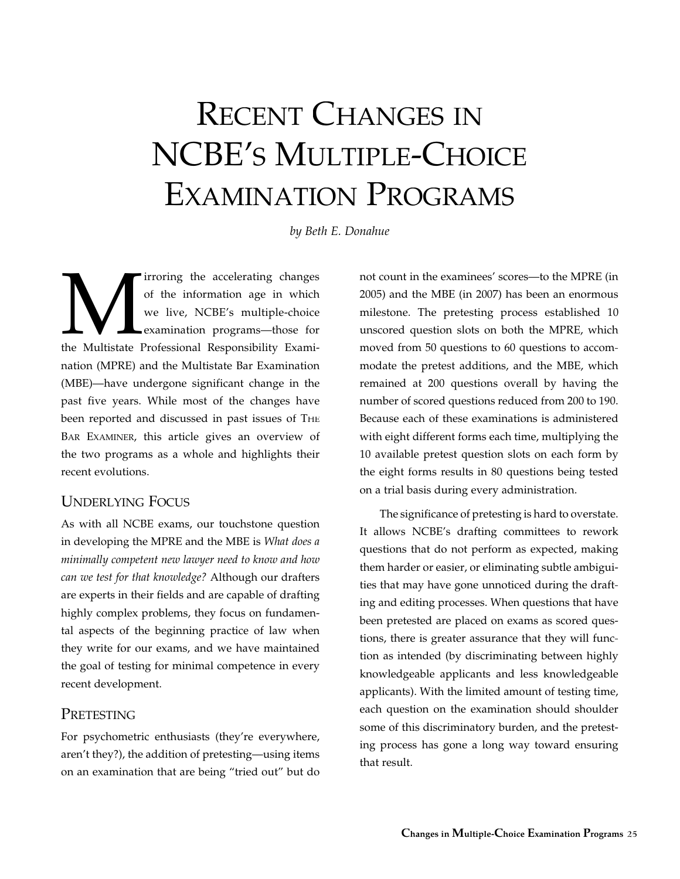# Recent Changes in NCBE's Multiple-Choice Examination Programs

*by Beth E. Donahue*

Mirroring the accelerating changes of the information age in which we live, NCBE's multiple-choice examination programs—those for the Multistate Professional Responsibility Examination (MPRE) and the Multistate Bar Examination (MBE)—have undergone significant change in the past five years. While most of the changes have been reported and discussed in past issues of The Bar Examiner, this article gives an overview of the two programs as a whole and highlights their recent evolutions.

## Underlying Focus

As with all NCBE exams, our touchstone question in developing the MPRE and the MBE is *What does a minimally competent new lawyer need to know and how can we test for that knowledge?* Although our drafters are experts in their fields and are capable of drafting highly complex problems, they focus on fundamental aspects of the beginning practice of law when they write for our exams, and we have maintained the goal of testing for minimal competence in every recent development.

## Pretesting

For psychometric enthusiasts (they're everywhere, aren't they?), the addition of pretesting—using items on an examination that are being "tried out" but do not count in the examinees' scores—to the MPRE (in 2005) and the MBE (in 2007) has been an enormous milestone. The pretesting process established 10 unscored question slots on both the MPRE, which moved from 50 questions to 60 questions to accommodate the pretest additions, and the MBE, which remained at 200 questions overall by having the number of scored questions reduced from 200 to 190. Because each of these examinations is administered with eight different forms each time, multiplying the 10 available pretest question slots on each form by the eight forms results in 80 questions being tested on a trial basis during every administration.

The significance of pretesting is hard to overstate. It allows NCBE's drafting committees to rework questions that do not perform as expected, making them harder or easier, or eliminating subtle ambiguities that may have gone unnoticed during the drafting and editing processes. When questions that have been pretested are placed on exams as scored questions, there is greater assurance that they will function as intended (by discriminating between highly knowledgeable applicants and less knowledgeable applicants). With the limited amount of testing time, each question on the examination should shoulder some of this discriminatory burden, and the pretesting process has gone a long way toward ensuring that result.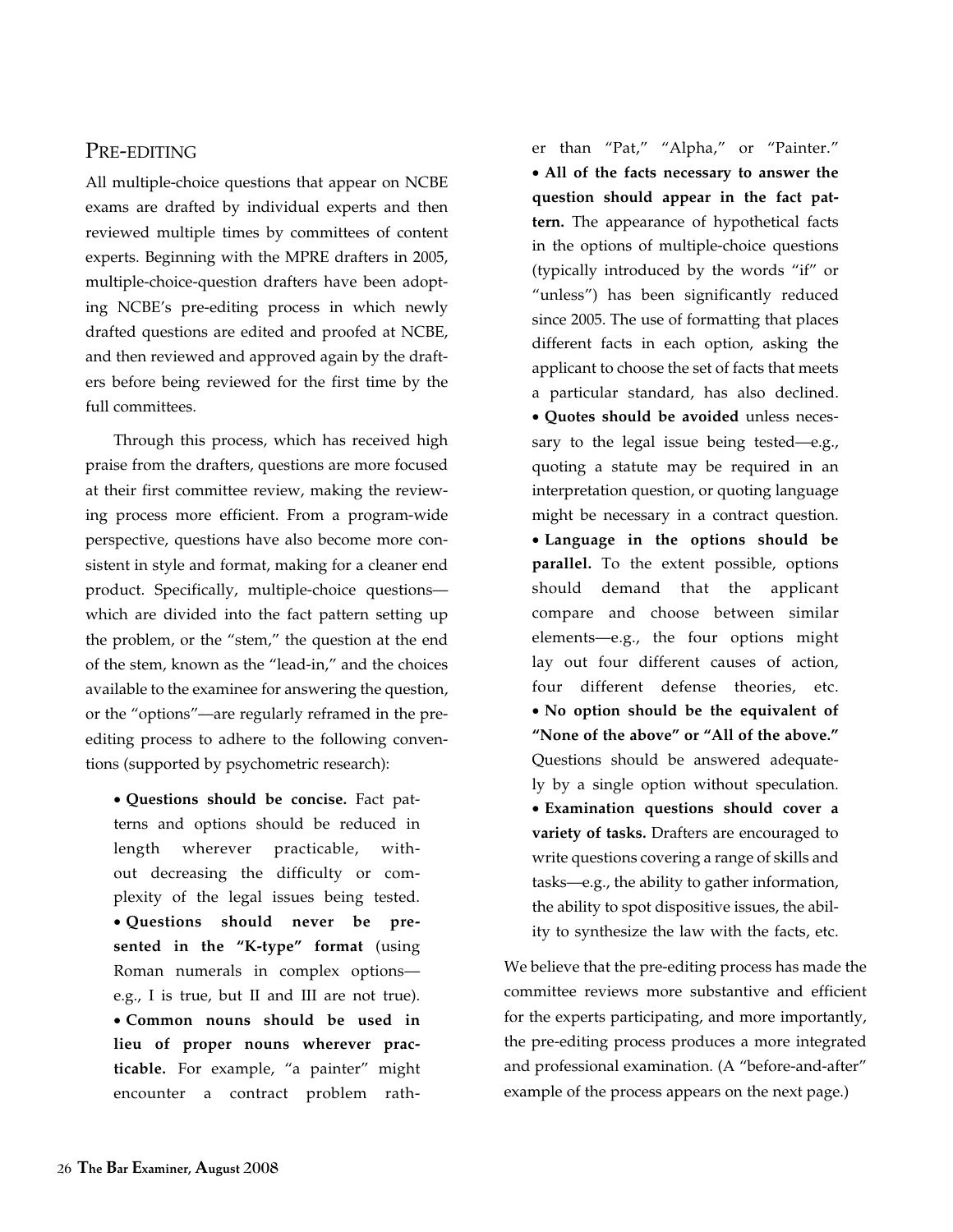## Pre-editing

All multiple-choice questions that appear on NCBE exams are drafted by individual experts and then reviewed multiple times by committees of content experts. Beginning with the MPRE drafters in 2005, multiple-choice-question drafters have been adopting NCBE's pre-editing process in which newly drafted questions are edited and proofed at NCBE, and then reviewed and approved again by the drafters before being reviewed for the first time by the full committees.

Through this process, which has received high praise from the drafters, questions are more focused at their first committee review, making the reviewing process more efficient. From a program-wide perspective, questions have also become more consistent in style and format, making for a cleaner end product. Specifically, multiple-choice questions—which are divided into the fact pattern setting up the problem, or the "stem," the question at the end of the stem, known as the "lead-in," and the choices available to the examinee for answering the question, or the "options"—are regularly reframed in the pre-editing process to adhere to the following conventions (supported by psychometric research):

- **Questions should be concise.** Fact patterns and options should be reduced in length wherever practicable, without decreasing the difficulty or complexity of the legal issues being tested.
- **Questions should never be presented in the "K-type" format** (using Roman numerals in complex options—e.g., I is true, but II and III are not true).
- **Common nouns should be used in lieu of proper nouns wherever practicable.** For example, "a painter" might encounter a contract problem rather than "Pat," "Alpha," or "Painter."
- **All of the facts necessary to answer the question should appear in the fact pattern.** The appearance of hypothetical facts in the options of multiple-choice questions (typically introduced by the words "if" or "unless") has been significantly reduced since 2005. The use of formatting that places different facts in each option, asking the applicant to choose the set of facts that meets a particular standard, has also declined.
- **Quotes should be avoided** unless necessary to the legal issue being tested—e.g., quoting a statute may be required in an interpretation question, or quoting language might be necessary in a contract question.
- **Language in the options should be parallel.** To the extent possible, options should demand that the applicant compare and choose between similar elements—e.g., the four options might lay out four different causes of action, four different defense theories, etc.
- **No option should be the equivalent of "None of the above" or "All of the above."** Questions should be answered adequately by a single option without speculation.
- **Examination questions should cover a variety of tasks.** Drafters are encouraged to write questions covering a range of skills and tasks—e.g., the ability to gather information, the ability to spot dispositive issues, the ability to synthesize the law with the facts, etc.

We believe that the pre-editing process has made the committee reviews more substantive and efficient for the experts participating, and more importantly, the pre-editing process produces a more integrated and professional examination. (A "before-and-after" example of the process appears on the next page.)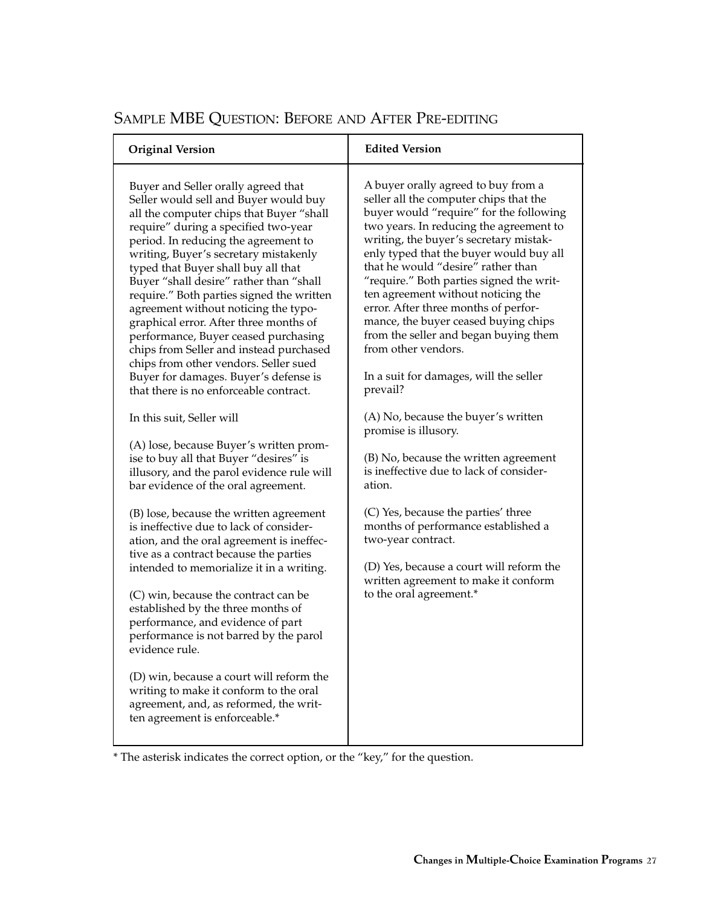## Sample MBE Question: Before and After Pre-editing

| Original Version | Edited Version |
|---|---|
| Buyer and Seller orally agreed that Seller would sell and Buyer would buy all the computer chips that Buyer "shall require" during a specified two-year period. In reducing the agreement to writing, Buyer's secretary mistakenly typed that Buyer shall buy all that Buyer "shall desire" rather than "shall require." Both parties signed the written agreement without noticing the typographical error. After three months of performance, Buyer ceased purchasing chips from Seller and instead purchased chips from other vendors. Seller sued Buyer for damages. Buyer's defense is that there is no enforceable contract.<br><br>In this suit, Seller will<br><br>(A) lose, because Buyer's written promise to buy all that Buyer "desires" is illusory, and the parol evidence rule will bar evidence of the oral agreement.<br><br>(B) lose, because the written agreement is ineffective due to lack of consideration, and the oral agreement is ineffective as a contract because the parties intended to memorialize it in a writing.<br><br>(C) win, because the contract can be established by the three months of performance, and evidence of part performance is not barred by the parol evidence rule.<br><br>(D) win, because a court will reform the writing to make it conform to the oral agreement, and, as reformed, the written agreement is enforceable.* | A buyer orally agreed to buy from a seller all the computer chips that the buyer would "require" for the following two years. In reducing the agreement to writing, the buyer's secretary mistakenly typed that the buyer would buy all that he would "desire" rather than "require." Both parties signed the written agreement without noticing the error. After three months of performance, the buyer ceased buying chips from the seller and began buying them from other vendors.<br><br>In a suit for damages, will the seller prevail?<br><br>(A) No, because the buyer's written promise is illusory.<br><br>(B) No, because the written agreement is ineffective due to lack of consideration.<br><br>(C) Yes, because the parties' three months of performance established a two-year contract.<br><br>(D) Yes, because a court will reform the written agreement to make it conform to the oral agreement.* |

\* The asterisk indicates the correct option, or the "key," for the question.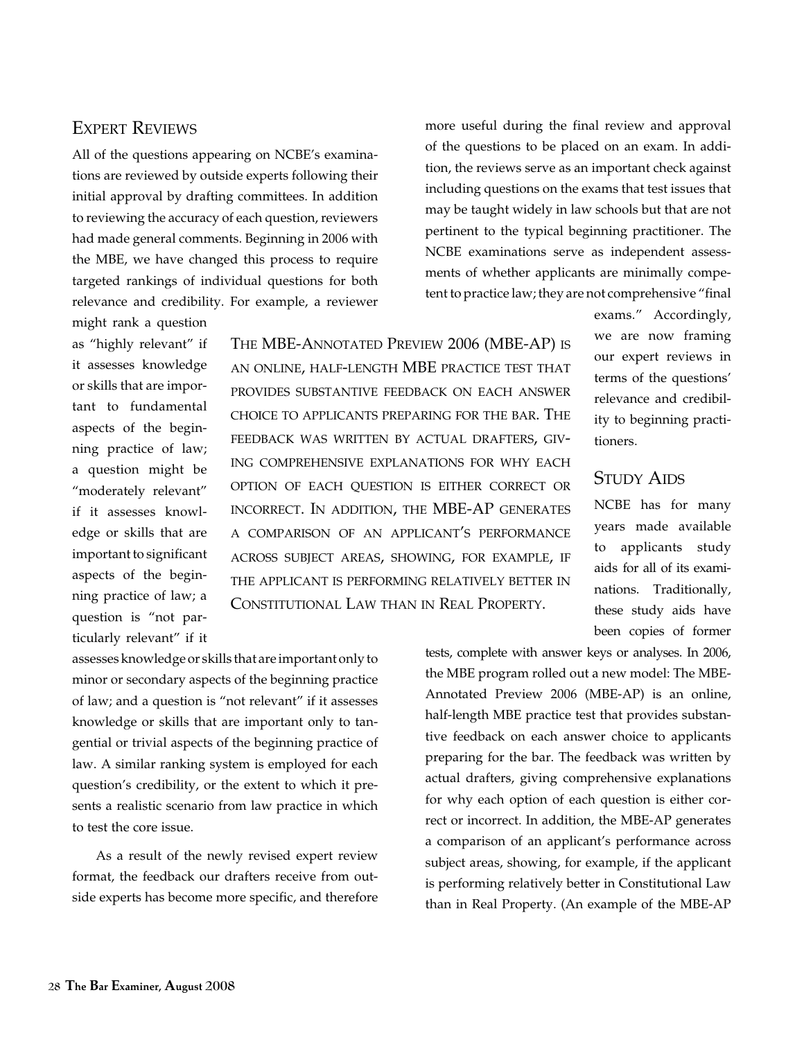## Expert Reviews

All of the questions appearing on NCBE's examinations are reviewed by outside experts following their initial approval by drafting committees. In addition to reviewing the accuracy of each question, reviewers had made general comments. Beginning in 2006 with the MBE, we have changed this process to require targeted rankings of individual questions for both relevance and credibility. For example, a reviewer might rank a question as "highly relevant" if it assesses knowledge or skills that are important to fundamental aspects of the beginning practice of law; a question might be "moderately relevant" if it assesses knowledge or skills that are important to significant aspects of the beginning practice of law; a question is "not particularly relevant" if it assesses knowledge or skills that are important only to minor or secondary aspects of the beginning practice of law; and a question is "not relevant" if it assesses knowledge or skills that are important only to tangential or trivial aspects of the beginning practice of law. A similar ranking system is employed for each question's credibility, or the extent to which it presents a realistic scenario from law practice in which to test the core issue.

As a result of the newly revised expert review format, the feedback our drafters receive from outside experts has become more specific, and therefore more useful during the final review and approval of the questions to be placed on an exam. In addition, the reviews serve as an important check against including questions on the exams that test issues that may be taught widely in law schools but that are not pertinent to the typical beginning practitioner. The NCBE examinations serve as independent assessments of whether applicants are minimally competent to practice law; they are not comprehensive "final exams." Accordingly, we are now framing our expert reviews in terms of the questions' relevance and credibility to beginning practitioners.

## Study Aids

NCBE has for many years made available to applicants study aids for all of its examinations. Traditionally, these study aids have been copies of former tests, complete with answer keys or analyses. In 2006, the MBE program rolled out a new model: The MBE-Annotated Preview 2006 (MBE-AP) is an online, half-length MBE practice test that provides substantive feedback on each answer choice to applicants preparing for the bar. The feedback was written by actual drafters, giving comprehensive explanations for why each option of each question is either correct or incorrect. In addition, the MBE-AP generates a comparison of an applicant's performance across subject areas, showing, for example, if the applicant is performing relatively better in Constitutional Law than in Real Property. (An example of the MBE-AP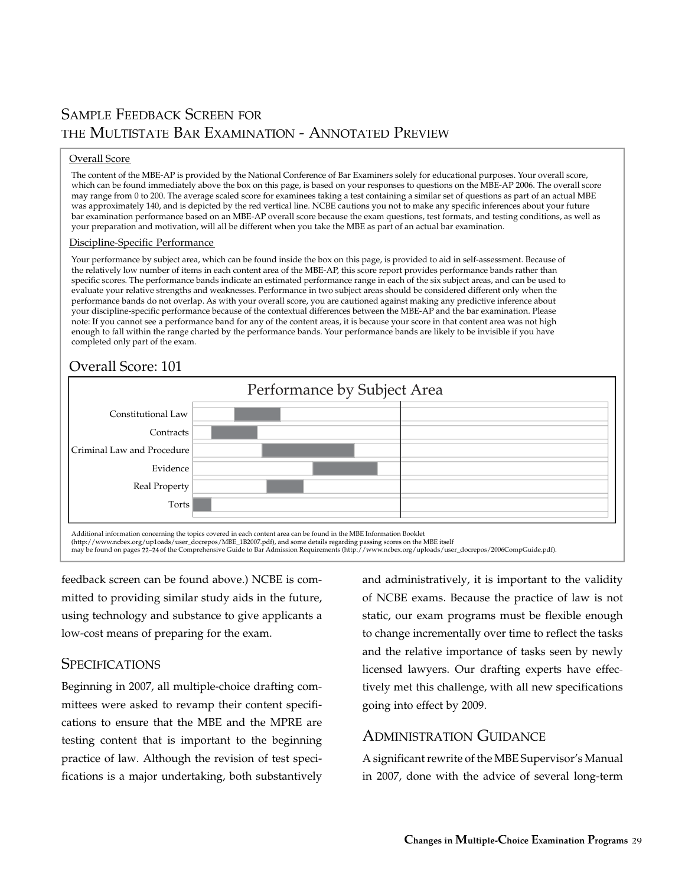## Sample Feedback Screen for the Multistate Bar Examination - Annotated Preview

Overall Score

The content of the MBE-AP is provided by the National Conference of Bar Examiners solely for educational purposes. Your overall score, which can be found immediately above the box on this page, is based on your responses to questions on the MBE-AP 2006. The overall score may range from 0 to 200. The average scaled score for examinees taking a test containing a similar set of questions as part of an actual MBE was approximately 140, and is depicted by the red vertical line. NCBE cautions you not to make any specific inferences about your future bar examination performance based on an MBE-AP overall score because the exam questions, test formats, and testing conditions, as well as your preparation and motivation, will all be different when you take the MBE as part of an actual bar examination.

Discipline-Specific Performance

Your performance by subject area, which can be found inside the box on this page, is provided to aid in self-assessment. Because of the relatively low number of items in each content area of the MBE-AP, this score report provides performance bands rather than specific scores. The performance bands indicate an estimated performance range in each of the six subject areas, and can be used to evaluate your relative strengths and weaknesses. Performance in two subject areas should be considered different only when the performance bands do not overlap. As with your overall score, you are cautioned against making any predictive inference about your discipline-specific performance because of the contextual differences between the MBE-AP and the bar examination. Please note: If you cannot see a performance band for any of the content areas, it is because your score in that content area was not high enough to fall within the range charted by the performance bands. Your performance bands are likely to be invisible if you have completed only part of the exam.

Overall Score: 101

Performance by Subject Area

Constitutional Law

Contracts

Criminal Law and Procedure

Evidence

Real Property

Torts

Additional information concerning the topics covered in each content area can be found in the MBE Information Booklet (http://www.ncbex.org/up1oads/user_docrepos/MBE_1B2007.pdf), and some details regarding passing scores on the MBE itself may be found on pages 22–24 of the Comprehensive Guide to Bar Admission Requirements (http://www.ncbex.org/uploads/user_docrepos/2006CompGuide.pdf).

feedback screen can be found above.) NCBE is committed to providing similar study aids in the future, using technology and substance to give applicants a low-cost means of preparing for the exam.

## Specifications

Beginning in 2007, all multiple-choice drafting committees were asked to revamp their content specifications to ensure that the MBE and the MPRE are testing content that is important to the beginning practice of law. Although the revision of test specifications is a major undertaking, both substantively and administratively, it is important to the validity of NCBE exams. Because the practice of law is not static, our exam programs must be flexible enough to change incrementally over time to reflect the tasks and the relative importance of tasks seen by newly licensed lawyers. Our drafting experts have effectively met this challenge, with all new specifications going into effect by 2009.

## Administration Guidance

A significant rewrite of the MBE Supervisor's Manual in 2007, done with the advice of several long-term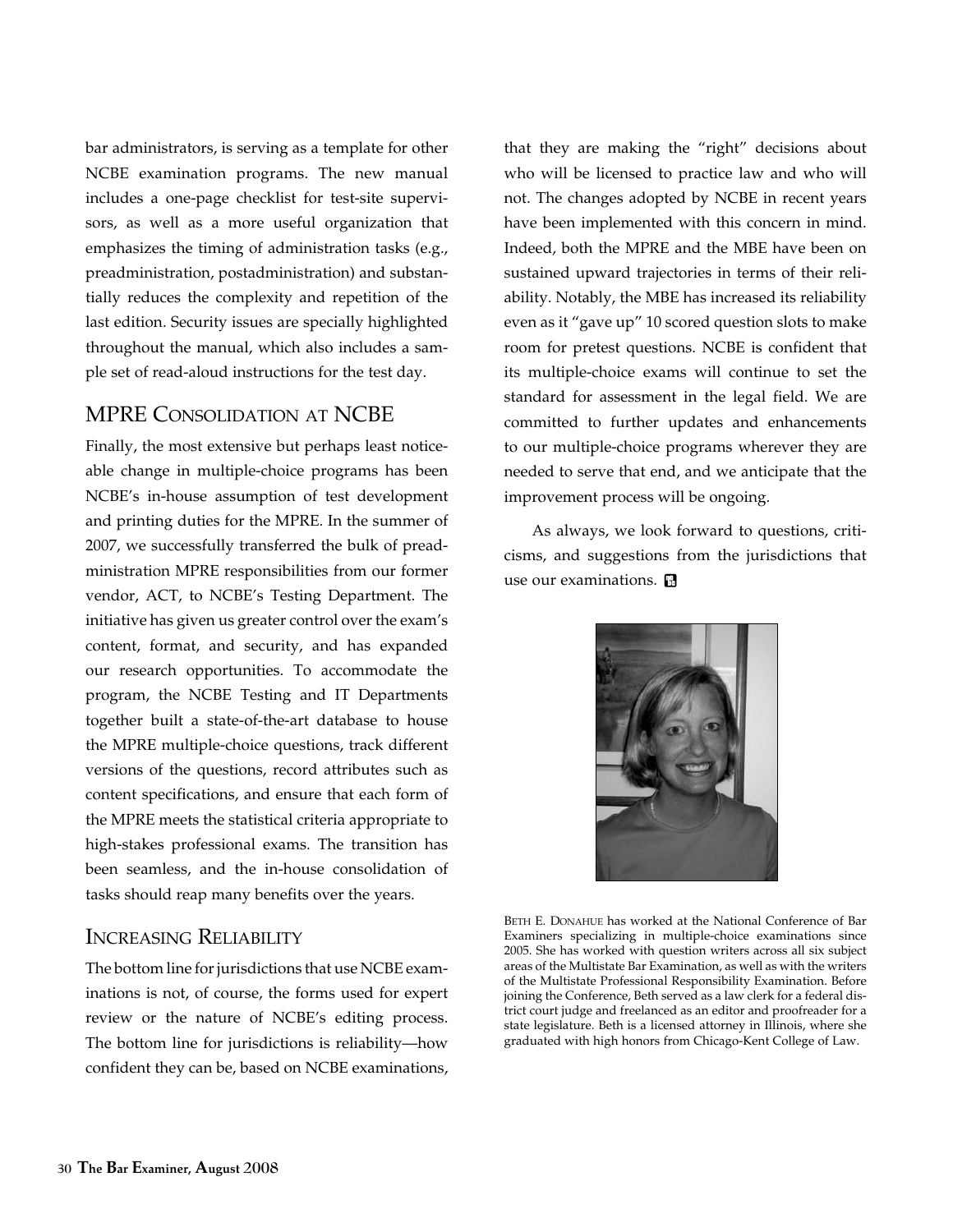bar administrators, is serving as a template for other NCBE examination programs. The new manual includes a one-page checklist for test-site supervisors, as well as a more useful organization that emphasizes the timing of administration tasks (e.g., preadministration, postadministration) and substantially reduces the complexity and repetition of the last edition. Security issues are specially highlighted throughout the manual, which also includes a sample set of read-aloud instructions for the test day.

## MPRE Consolidation at NCBE

Finally, the most extensive but perhaps least noticeable change in multiple-choice programs has been NCBE's in-house assumption of test development and printing duties for the MPRE. In the summer of 2007, we successfully transferred the bulk of preadministration MPRE responsibilities from our former vendor, ACT, to NCBE's Testing Department. The initiative has given us greater control over the exam's content, format, and security, and has expanded our research opportunities. To accommodate the program, the NCBE Testing and IT Departments together built a state-of-the-art database to house the MPRE multiple-choice questions, track different versions of the questions, record attributes such as content specifications, and ensure that each form of the MPRE meets the statistical criteria appropriate to high-stakes professional exams. The transition has been seamless, and the in-house consolidation of tasks should reap many benefits over the years.

## Increasing Reliability

The bottom line for jurisdictions that use NCBE examinations is not, of course, the forms used for expert review or the nature of NCBE's editing process. The bottom line for jurisdictions is reliability—how confident they can be, based on NCBE examinations, that they are making the "right" decisions about who will be licensed to practice law and who will not. The changes adopted by NCBE in recent years have been implemented with this concern in mind. Indeed, both the MPRE and the MBE have been on sustained upward trajectories in terms of their reliability. Notably, the MBE has increased its reliability even as it "gave up" 10 scored question slots to make room for pretest questions. NCBE is confident that its multiple-choice exams will continue to set the standard for assessment in the legal field. We are committed to further updates and enhancements to our multiple-choice programs wherever they are needed to serve that end, and we anticipate that the improvement process will be ongoing.

As always, we look forward to questions, criticisms, and suggestions from the jurisdictions that use our examinations.

Beth E. Donahue has worked at the National Conference of Bar Examiners specializing in multiple-choice examinations since 2005. She has worked with question writers across all six subject areas of the Multistate Bar Examination, as well as with the writers of the Multistate Professional Responsibility Examination. Before joining the Conference, Beth served as a law clerk for a federal district court judge and freelanced as an editor and proofreader for a state legislature. Beth is a licensed attorney in Illinois, where she graduated with high honors from Chicago-Kent College of Law.